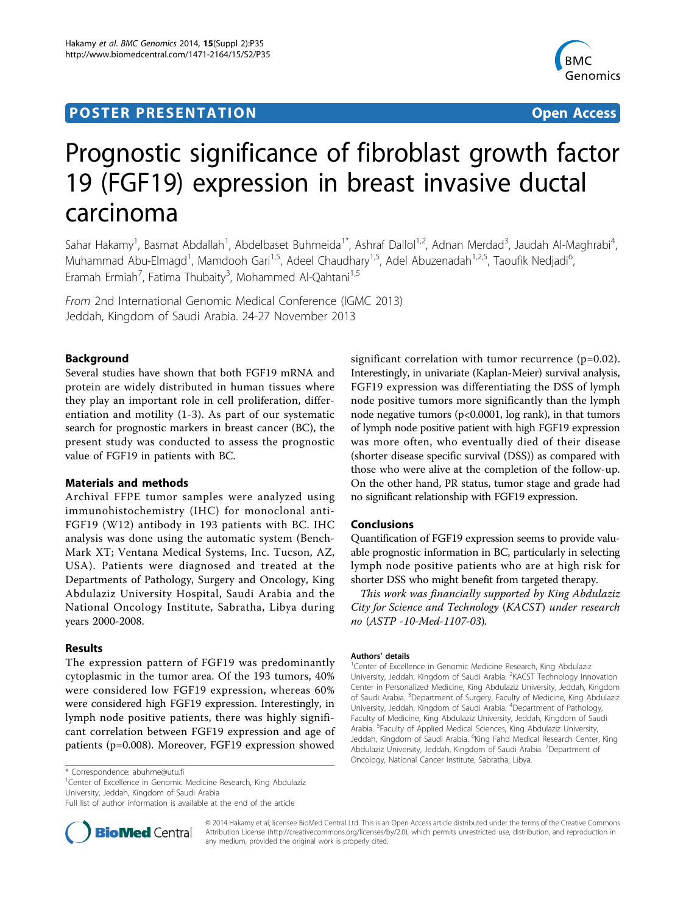POSTER PRESENTATION **Open Access**

# Prognostic significance of fibroblast growth factor 19 (FGF19) expression in breast invasive ductal carcinoma

Sahar Hakamy[1], Basmat Abdallah[1], Abdelbaset Buhmeida[1*], Ashraf Dallol[1,2], Adnan Merdad[3], Jaudah Al-Maghrabi[4], Muhammad Abu-Elmagd[1], Mamdooh Gari[1,5], Adeel Chaudhary[1,5], Adel Abuzenadah[1,2,5], Taoufik Nedjadi[6], Eramah Ermiah[7], Fatima Thubaity[3], Mohammed Al-Qahtani[1,5]

*From* 2nd International Genomic Medical Conference (IGMC 2013)
Jeddah, Kingdom of Saudi Arabia. 24-27 November 2013

## Background

Several studies have shown that both FGF19 mRNA and protein are widely distributed in human tissues where they play an important role in cell proliferation, differentiation and motility (1-3). As part of our systematic search for prognostic markers in breast cancer (BC), the present study was conducted to assess the prognostic value of FGF19 in patients with BC.

## Materials and methods

Archival FFPE tumor samples were analyzed using immunohistochemistry (IHC) for monoclonal anti-FGF19 (W12) antibody in 193 patients with BC. IHC analysis was done using the automatic system (Bench-Mark XT; Ventana Medical Systems, Inc. Tucson, AZ, USA). Patients were diagnosed and treated at the Departments of Pathology, Surgery and Oncology, King Abdulaziz University Hospital, Saudi Arabia and the National Oncology Institute, Sabratha, Libya during years 2000-2008.

## Results

The expression pattern of FGF19 was predominantly cytoplasmic in the tumor area. Of the 193 tumors, 40% were considered low FGF19 expression, whereas 60% were considered high FGF19 expression. Interestingly, in lymph node positive patients, there was highly significant correlation between FGF19 expression and age of patients (p=0.008). Moreover, FGF19 expression showed significant correlation with tumor recurrence (p=0.02). Interestingly, in univariate (Kaplan-Meier) survival analysis, FGF19 expression was differentiating the DSS of lymph node positive tumors more significantly than the lymph node negative tumors (p<0.0001, log rank), in that tumors of lymph node positive patient with high FGF19 expression was more often, who eventually died of their disease (shorter disease specific survival (DSS)) as compared with those who were alive at the completion of the follow-up. On the other hand, PR status, tumor stage and grade had no significant relationship with FGF19 expression.

## Conclusions

Quantification of FGF19 expression seems to provide valuable prognostic information in BC, particularly in selecting lymph node positive patients who are at high risk for shorter DSS who might benefit from targeted therapy.

*This work was financially supported by King Abdulaziz City for Science and Technology (KACST) under research no (ASTP -10-Med-1107-03).*

#### Authors' details

[1]Center of Excellence in Genomic Medicine Research, King Abdulaziz University, Jeddah, Kingdom of Saudi Arabia. [2]KACST Technology Innovation Center in Personalized Medicine, King Abdulaziz University, Jeddah, Kingdom of Saudi Arabia. [3]Department of Surgery, Faculty of Medicine, King Abdulaziz University, Jeddah, Kingdom of Saudi Arabia. [4]Department of Pathology, Faculty of Medicine, King Abdulaziz University, Jeddah, Kingdom of Saudi Arabia. [5]Faculty of Applied Medical Sciences, King Abdulaziz University, Jeddah, Kingdom of Saudi Arabia. [6]King Fahd Medical Research Center, King Abdulaziz University, Jeddah, Kingdom of Saudi Arabia. [7]Department of Oncology, National Cancer Institute, Sabratha, Libya.

\* Correspondence: abuhme@utu.fi
[1]Center of Excellence in Genomic Medicine Research, King Abdulaziz University, Jeddah, Kingdom of Saudi Arabia
Full list of author information is available at the end of the article

© 2014 Hakamy et al; licensee BioMed Central Ltd. This is an Open Access article distributed under the terms of the Creative Commons Attribution License (http://creativecommons.org/licenses/by/2.0), which permits unrestricted use, distribution, and reproduction in any medium, provided the original work is properly cited.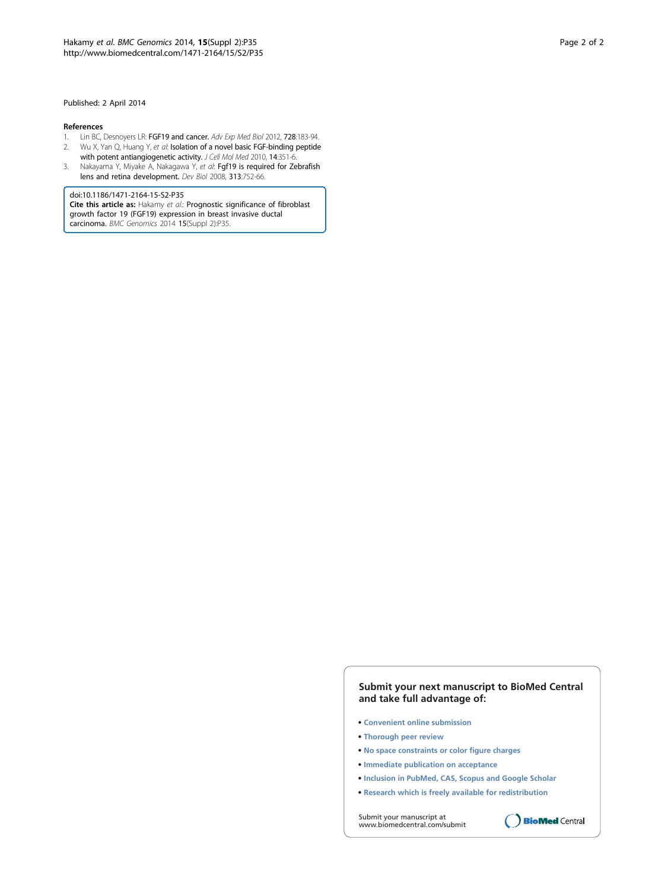Published: 2 April 2014

## References

1. Lin BC, Desnoyers LR: **FGF19 and cancer.** *Adv Exp Med Biol* 2012, **728**:183-94.
2. Wu X, Yan Q, Huang Y, *et al*: **Isolation of a novel basic FGF-binding peptide with potent antiangiogenetic activity.** *J Cell Mol Med* 2010, **14**:351-6.
3. Nakayama Y, Miyake A, Nakagawa Y, *et al*: **Fgf19 is required for Zebrafish lens and retina development.** *Dev Biol* 2008, **313**:752-66.

doi:10.1186/1471-2164-15-S2-P35
**Cite this article as:** Hakamy *et al.*: Prognostic significance of fibroblast growth factor 19 (FGF19) expression in breast invasive ductal carcinoma. *BMC Genomics* 2014 **15**(Suppl 2):P35.

**Submit your next manuscript to BioMed Central and take full advantage of:**

- **Convenient online submission**
- **Thorough peer review**
- **No space constraints or color figure charges**
- **Immediate publication on acceptance**
- **Inclusion in PubMed, CAS, Scopus and Google Scholar**
- **Research which is freely available for redistribution**

Submit your manuscript at
www.biomedcentral.com/submit

BioMed Central